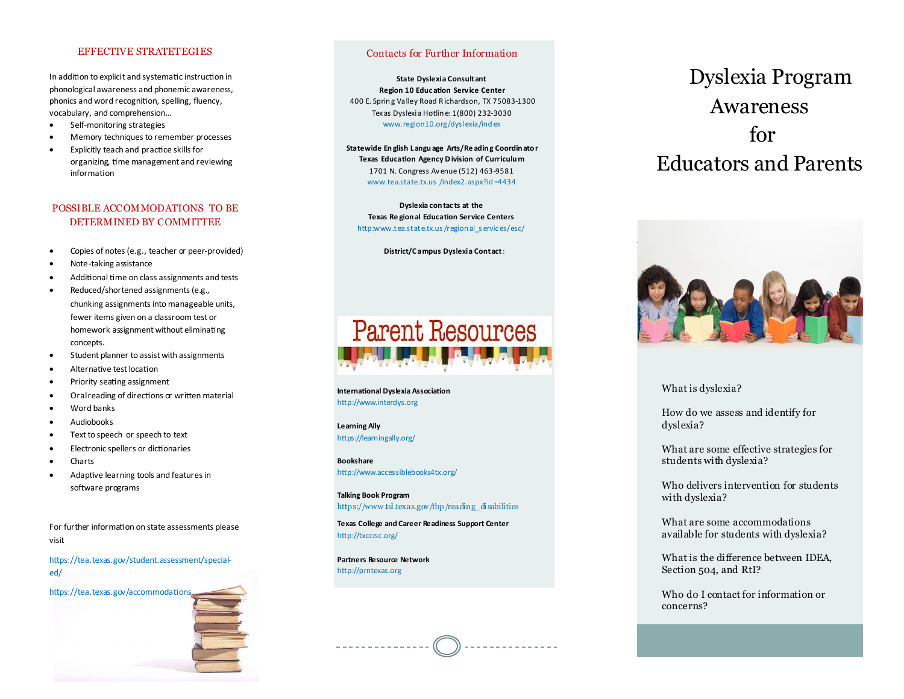## EFFECTIVE STRATETEGIES

In addition to explicit and systematic instruction in phonological awareness and phonemic awareness, phonics and word recognition, spelling, fluency, vocabulary, and comprehension…

- Self-monitoring strategies
- Memory techniques to remember processes
- Explicitly teach and practice skills for organizing, time management and reviewing information

## POSSIBLE ACCOMMODATIONS TO BE DETERMINED BY COMMITTEE

- Copies of notes (e.g., teacher or peer-provided)
- Note-taking assistance
- Additional time on class assignments and tests
- Reduced/shortened assignments (e.g., chunking assignments into manageable units, fewer items given on a classroom test or homework assignment without eliminating concepts.
- Student planner to assist with assignments
- Alternative test location
- Priority seating assignment
- Oral reading of directions or written material
- Word banks
- Audiobooks
- Text to speech or speech to text
- Electronic spellers or dictionaries
- Charts
- Adaptive learning tools and features in software programs

For further information on state assessments please visit

https://tea.texas.gov/student.assessment/special-ed/

https://tea.texas.gov/accommodations

## Contacts for Further Information

**State Dyslexia Consultant**
**Region 10 Education Service Center**
400 E. Spring Valley Road Richardson, TX 75083-1300
Texas Dyslexia Hotline: 1(800) 232-3030
www.region10.org/dyslexia/index

**Statewide English Language Arts/Reading Coordinator**
**Texas Education Agency Division of Curriculum**
1701 N. Congress Avenue (512) 463-9581
www.tea.state.tx.us /index2.aspx?id=4434

**Dyslexia contacts at the**
**Texas Regional Education Service Centers**
http:www.tea.state.tx.us/regional_services/esc/

**District/Campus Dyslexia Contact:**

## Parent Resources

**International Dyslexia Association**
http://www.interdys.org

**Learning Ally**
https://learningally.org/

**Bookshare**
http://www.accessiblebooks4tx.org/

**Talking Book Program**
https://www.tsl.texas.gov/tbp/reading_disabilities

**Texas College and Career Readiness Support Center**
http://txccrsc.org/

**Partners Resource Network**
http://prntexas.org

# Dyslexia Program Awareness for Educators and Parents

What is dyslexia?

How do we assess and identify for dyslexia?

What are some effective strategies for students with dyslexia?

Who delivers intervention for students with dyslexia?

What are some accommodations available for students with dyslexia?

What is the difference between IDEA, Section 504, and RtI?

Who do I contact for information or concerns?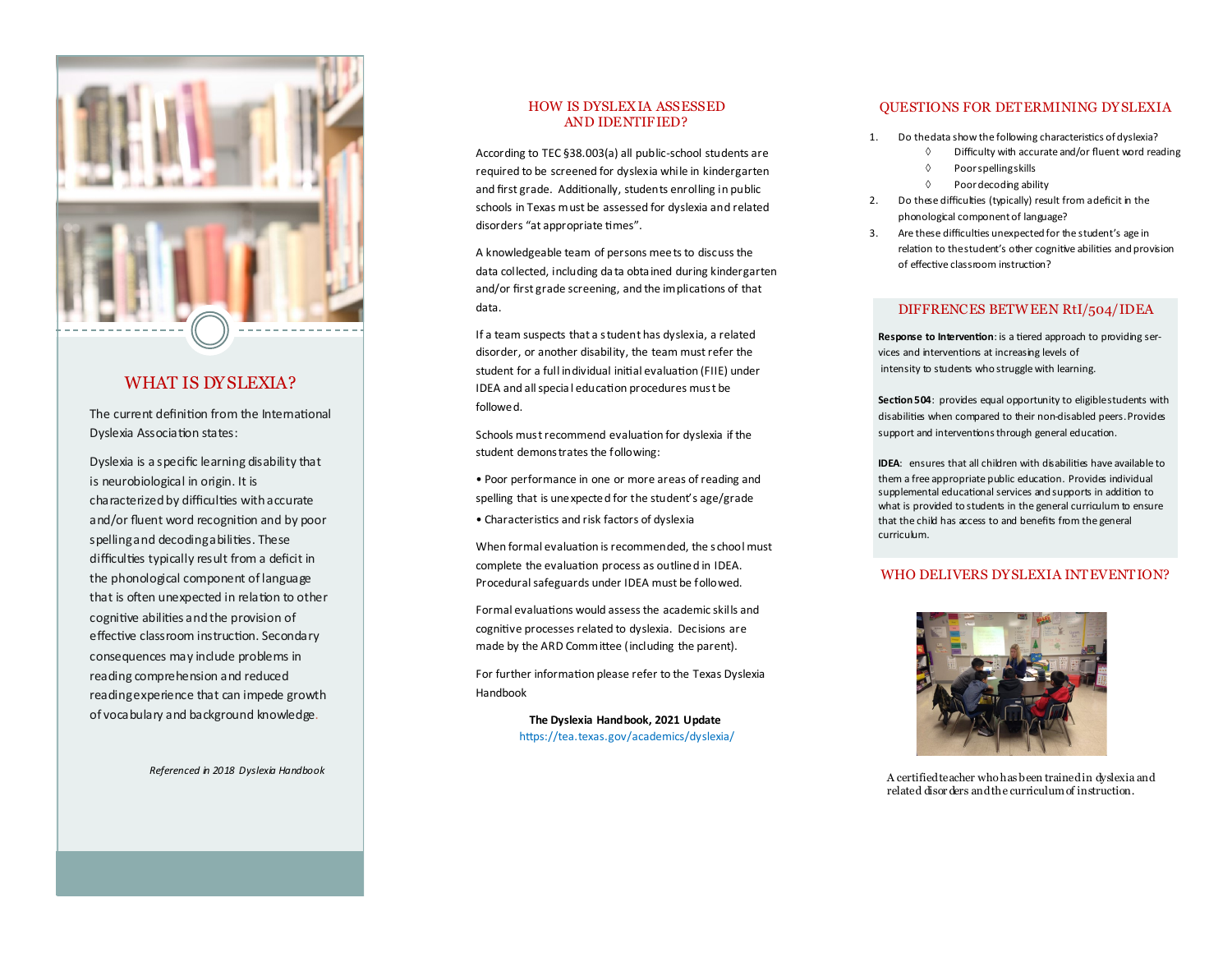## WHAT IS DYSLEXIA?

The current definition from the International Dyslexia Association states:

Dyslexia is a specific learning disability that is neurobiological in origin. It is characterized by difficulties with accurate and/or fluent word recognition and by poor spelling and decoding abilities. These difficulties typically result from a deficit in the phonological component of language that is often unexpected in relation to other cognitive abilities and the provision of effective classroom instruction. Secondary consequences may include problems in reading comprehension and reduced reading experience that can impede growth of vocabulary and background knowledge.

*Referenced in 2018 Dyslexia Handbook*

## HOW IS DYSLEXIA ASSESSED AND IDENTIFIED?

According to TEC §38.003(a) all public-school students are required to be screened for dyslexia while in kindergarten and first grade. Additionally, students enrolling in public schools in Texas must be assessed for dyslexia and related disorders "at appropriate times".

A knowledgeable team of persons meets to discuss the data collected, including data obtained during kindergarten and/or first grade screening, and the implications of that data.

If a team suspects that a student has dyslexia, a related disorder, or another disability, the team must refer the student for a full individual initial evaluation (FIIE) under IDEA and all special education procedures must be followed.

Schools must recommend evaluation for dyslexia if the student demonstrates the following:

- Poor performance in one or more areas of reading and spelling that is unexpected for the student's age/grade
- Characteristics and risk factors of dyslexia

When formal evaluation is recommended, the school must complete the evaluation process as outlined in IDEA. Procedural safeguards under IDEA must be followed.

Formal evaluations would assess the academic skills and cognitive processes related to dyslexia. Decisions are made by the ARD Committee (including the parent).

For further information please refer to the Texas Dyslexia Handbook

**The Dyslexia Handbook, 2021 Update**
https://tea.texas.gov/academics/dyslexia/

## QUESTIONS FOR DETERMINING DYSLEXIA

1. Do the data show the following characteristics of dyslexia?
   - Difficulty with accurate and/or fluent word reading
   - Poor spelling skills
   - Poor decoding ability
2. Do these difficulties (typically) result from a deficit in the phonological component of language?
3. Are these difficulties unexpected for the student's age in relation to the student's other cognitive abilities and provision of effective classroom instruction?

## DIFFRENCES BETWEEN RtI/504/IDEA

**Response to Intervention**: is a tiered approach to providing services and interventions at increasing levels of intensity to students who struggle with learning.

**Section 504**: provides equal opportunity to eligible students with disabilities when compared to their non-disabled peers. Provides support and interventions through general education.

**IDEA**: ensures that all children with disabilities have available to them a free appropriate public education. Provides individual supplemental educational services and supports in addition to what is provided to students in the general curriculum to ensure that the child has access to and benefits from the general curriculum.

## WHO DELIVERS DYSLEXIA INTEVENTION?

A certified teacher who has been trained in dyslexia and related disorders and the curriculum of instruction.